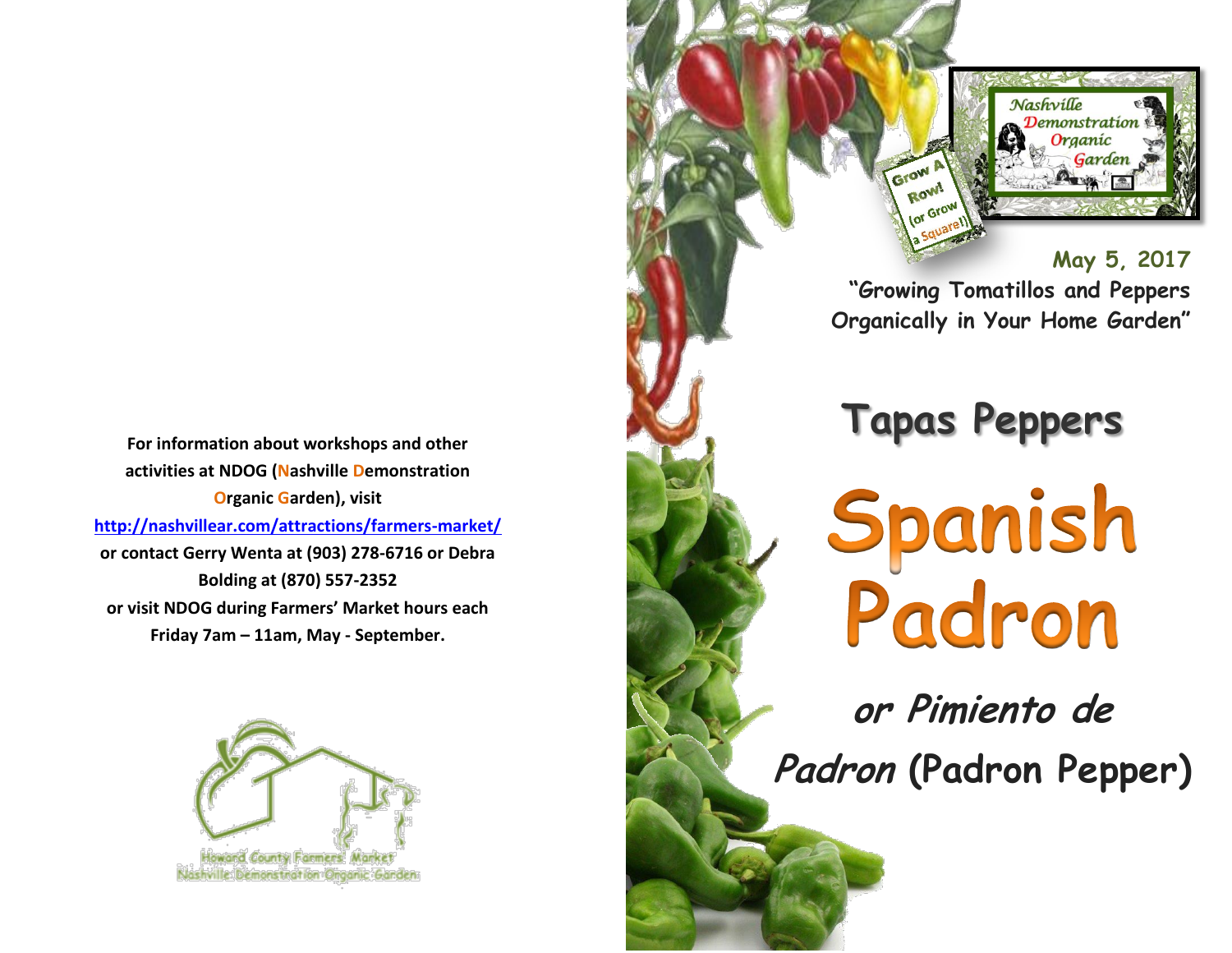For information about workshops and other activities at NDOG (Nashville Demonstration Organic Garden), visit http://nashvillear.com/attractions/farmers-market/ or contact Gerry Wenta at (903) 278-6716 or Debra Bolding at (870) 557-2352 or visit NDOG during Farmers' Market hours each Friday 7am – 11am, May - September.

Howard County Farmers' Market
Nashville Demonstration Organic Garden

Nashville Demonstration Organic Garden

Grow A Row! (or Grow a Square!)

May 5, 2017

"Growing Tomatillos and Peppers Organically in Your Home Garden"

# Tapas Peppers

# Spanish Padron

## *or Pimiento de Padron* (Padron Pepper)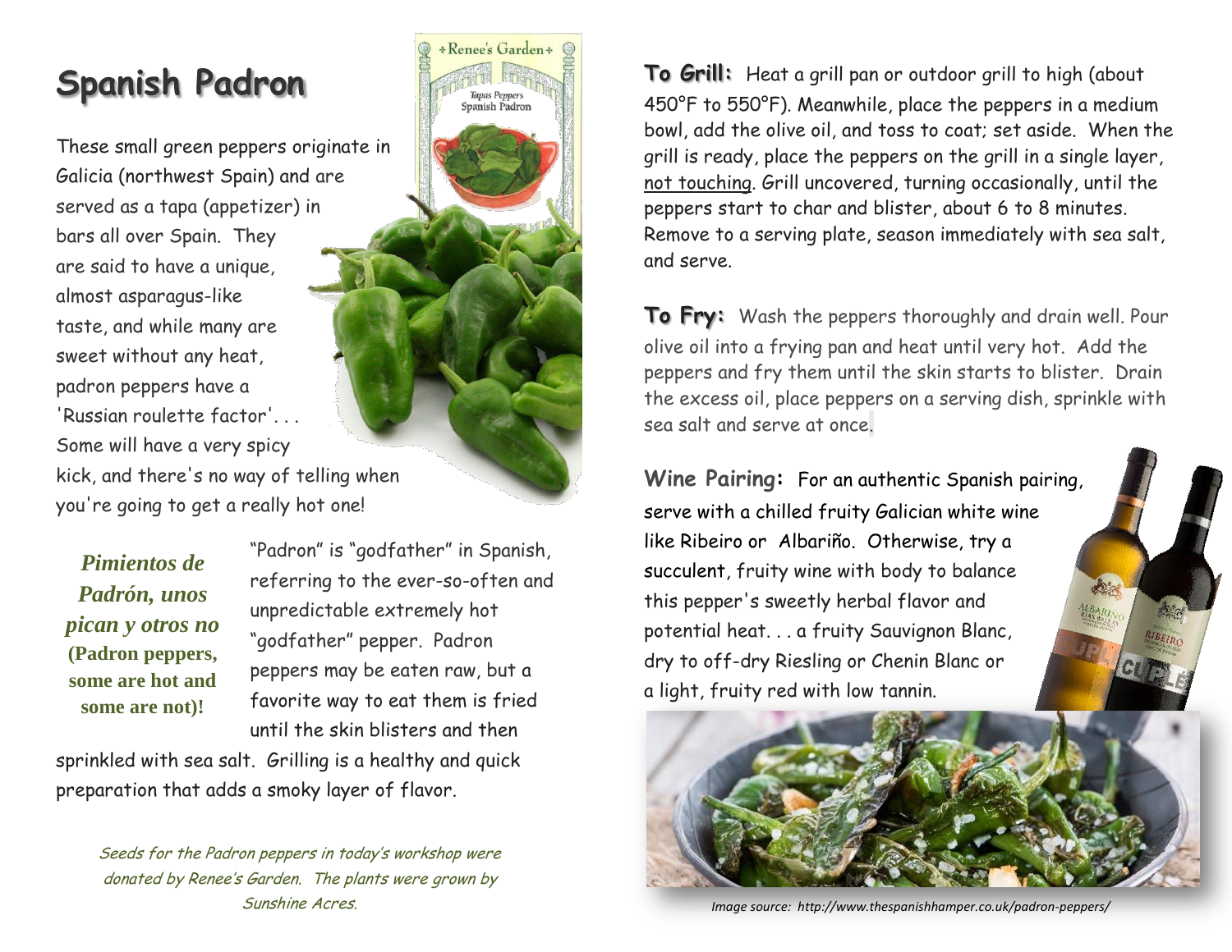# Spanish Padron

These small green peppers originate in Galicia (northwest Spain) and are served as a tapa (appetizer) in bars all over Spain. They are said to have a unique, almost asparagus-like taste, and while many are sweet without any heat, padron peppers have a 'Russian roulette factor'. . . Some will have a very spicy kick, and there's no way of telling when you're going to get a really hot one!

***Pimientos de Padrón, unos pican y otros no***
**(Padron peppers, some are hot and some are not)!**

"Padron" is "godfather" in Spanish, referring to the ever-so-often and unpredictable extremely hot "godfather" pepper. Padron peppers may be eaten raw, but a favorite way to eat them is fried until the skin blisters and then sprinkled with sea salt. Grilling is a healthy and quick preparation that adds a smoky layer of flavor.

*Seeds for the Padron peppers in today's workshop were donated by Renee's Garden. The plants were grown by Sunshine Acres.*

**To Grill:** Heat a grill pan or outdoor grill to high (about 450°F to 550°F). Meanwhile, place the peppers in a medium bowl, add the olive oil, and toss to coat; set aside. When the grill is ready, place the peppers on the grill in a single layer, not touching. Grill uncovered, turning occasionally, until the peppers start to char and blister, about 6 to 8 minutes. Remove to a serving plate, season immediately with sea salt, and serve.

**To Fry:** Wash the peppers thoroughly and drain well. Pour olive oil into a frying pan and heat until very hot. Add the peppers and fry them until the skin starts to blister. Drain the excess oil, place peppers on a serving dish, sprinkle with sea salt and serve at once.

**Wine Pairing:** For an authentic Spanish pairing, serve with a chilled fruity Galician white wine like Ribeiro or Albariño. Otherwise, try a succulent, fruity wine with body to balance this pepper's sweetly herbal flavor and potential heat. . . a fruity Sauvignon Blanc, dry to off-dry Riesling or Chenin Blanc or a light, fruity red with low tannin.

*Image source: http://www.thespanishhamper.co.uk/padron-peppers/*